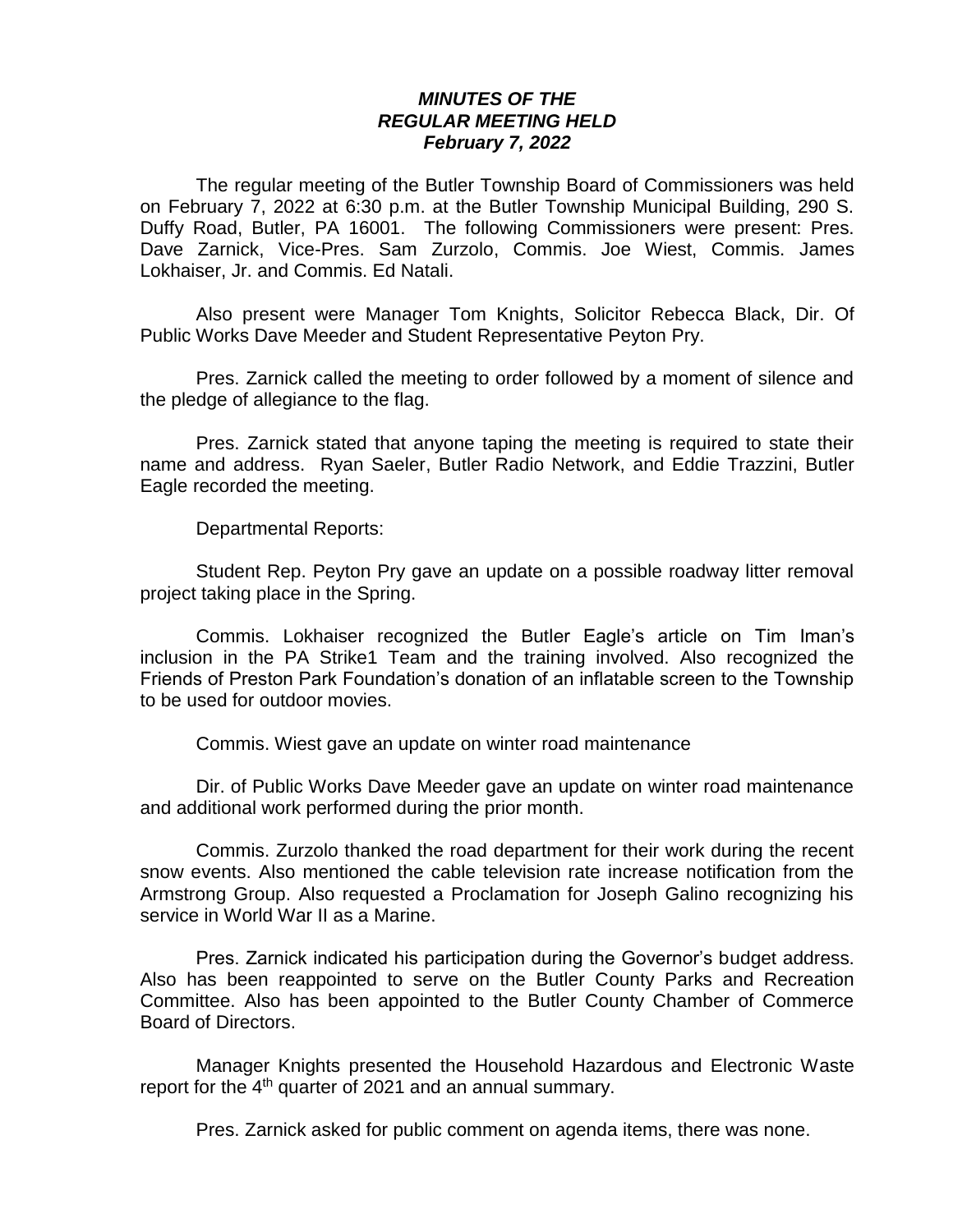***MINUTES OF THE***
***REGULAR MEETING HELD***
***February 7, 2022***

The regular meeting of the Butler Township Board of Commissioners was held on February 7, 2022 at 6:30 p.m. at the Butler Township Municipal Building, 290 S. Duffy Road, Butler, PA 16001. The following Commissioners were present: Pres. Dave Zarnick, Vice-Pres. Sam Zurzolo, Commis. Joe Wiest, Commis. James Lokhaiser, Jr. and Commis. Ed Natali.

Also present were Manager Tom Knights, Solicitor Rebecca Black, Dir. Of Public Works Dave Meeder and Student Representative Peyton Pry.

Pres. Zarnick called the meeting to order followed by a moment of silence and the pledge of allegiance to the flag.

Pres. Zarnick stated that anyone taping the meeting is required to state their name and address. Ryan Saeler, Butler Radio Network, and Eddie Trazzini, Butler Eagle recorded the meeting.

Departmental Reports:

Student Rep. Peyton Pry gave an update on a possible roadway litter removal project taking place in the Spring.

Commis. Lokhaiser recognized the Butler Eagle's article on Tim Iman's inclusion in the PA Strike1 Team and the training involved. Also recognized the Friends of Preston Park Foundation's donation of an inflatable screen to the Township to be used for outdoor movies.

Commis. Wiest gave an update on winter road maintenance

Dir. of Public Works Dave Meeder gave an update on winter road maintenance and additional work performed during the prior month.

Commis. Zurzolo thanked the road department for their work during the recent snow events. Also mentioned the cable television rate increase notification from the Armstrong Group. Also requested a Proclamation for Joseph Galino recognizing his service in World War II as a Marine.

Pres. Zarnick indicated his participation during the Governor's budget address. Also has been reappointed to serve on the Butler County Parks and Recreation Committee. Also has been appointed to the Butler County Chamber of Commerce Board of Directors.

Manager Knights presented the Household Hazardous and Electronic Waste report for the 4th quarter of 2021 and an annual summary.

Pres. Zarnick asked for public comment on agenda items, there was none.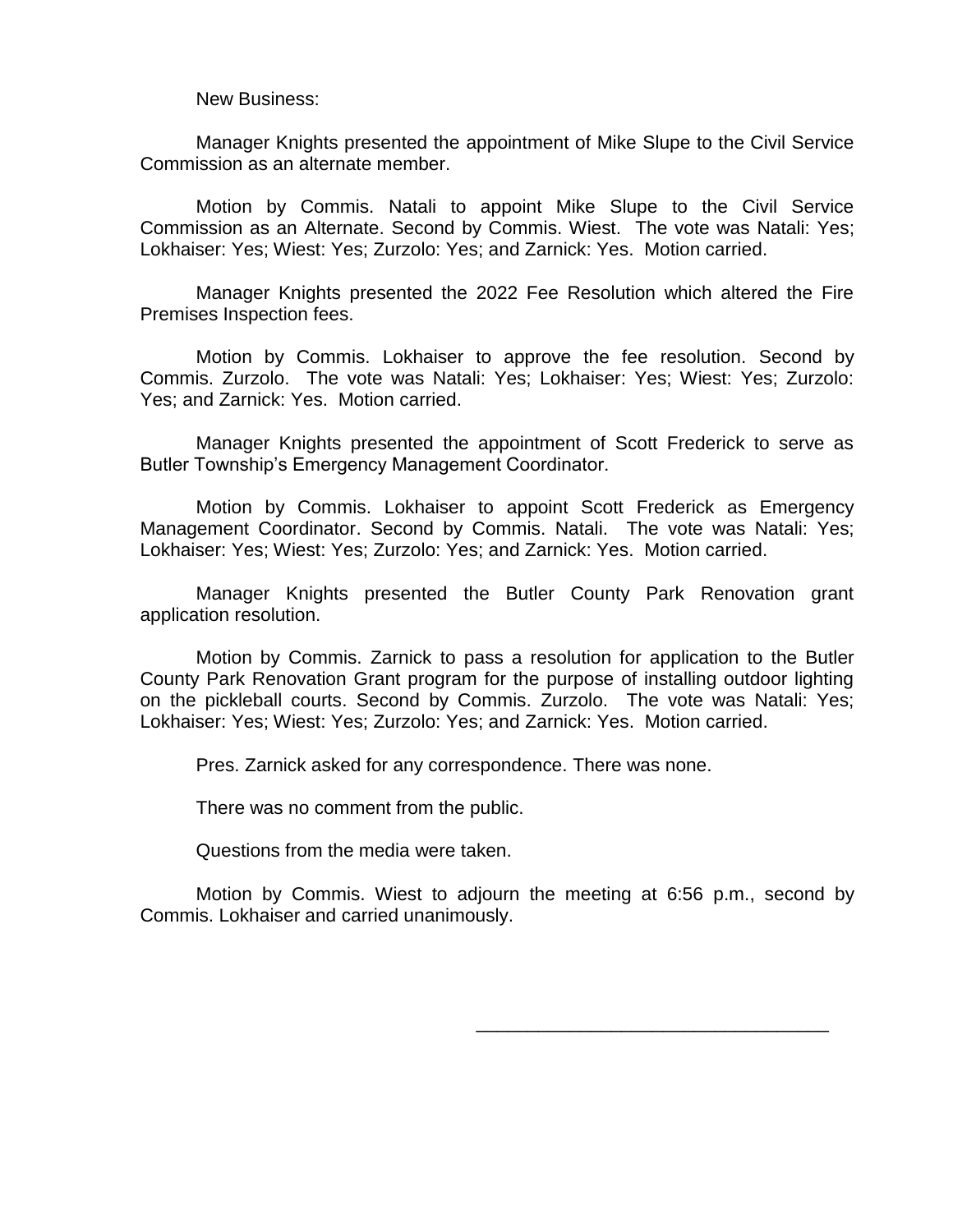New Business:

Manager Knights presented the appointment of Mike Slupe to the Civil Service Commission as an alternate member.

Motion by Commis. Natali to appoint Mike Slupe to the Civil Service Commission as an Alternate. Second by Commis. Wiest. The vote was Natali: Yes; Lokhaiser: Yes; Wiest: Yes; Zurzolo: Yes; and Zarnick: Yes. Motion carried.

Manager Knights presented the 2022 Fee Resolution which altered the Fire Premises Inspection fees.

Motion by Commis. Lokhaiser to approve the fee resolution. Second by Commis. Zurzolo. The vote was Natali: Yes; Lokhaiser: Yes; Wiest: Yes; Zurzolo: Yes; and Zarnick: Yes. Motion carried.

Manager Knights presented the appointment of Scott Frederick to serve as Butler Township's Emergency Management Coordinator.

Motion by Commis. Lokhaiser to appoint Scott Frederick as Emergency Management Coordinator. Second by Commis. Natali. The vote was Natali: Yes; Lokhaiser: Yes; Wiest: Yes; Zurzolo: Yes; and Zarnick: Yes. Motion carried.

Manager Knights presented the Butler County Park Renovation grant application resolution.

Motion by Commis. Zarnick to pass a resolution for application to the Butler County Park Renovation Grant program for the purpose of installing outdoor lighting on the pickleball courts. Second by Commis. Zurzolo. The vote was Natali: Yes; Lokhaiser: Yes; Wiest: Yes; Zurzolo: Yes; and Zarnick: Yes. Motion carried.

Pres. Zarnick asked for any correspondence. There was none.

There was no comment from the public.

Questions from the media were taken.

Motion by Commis. Wiest to adjourn the meeting at 6:56 p.m., second by Commis. Lokhaiser and carried unanimously.

\_\_\_\_\_\_\_\_\_\_\_\_\_\_\_\_\_\_\_\_\_\_\_\_\_\_\_\_\_\_\_\_\_\_